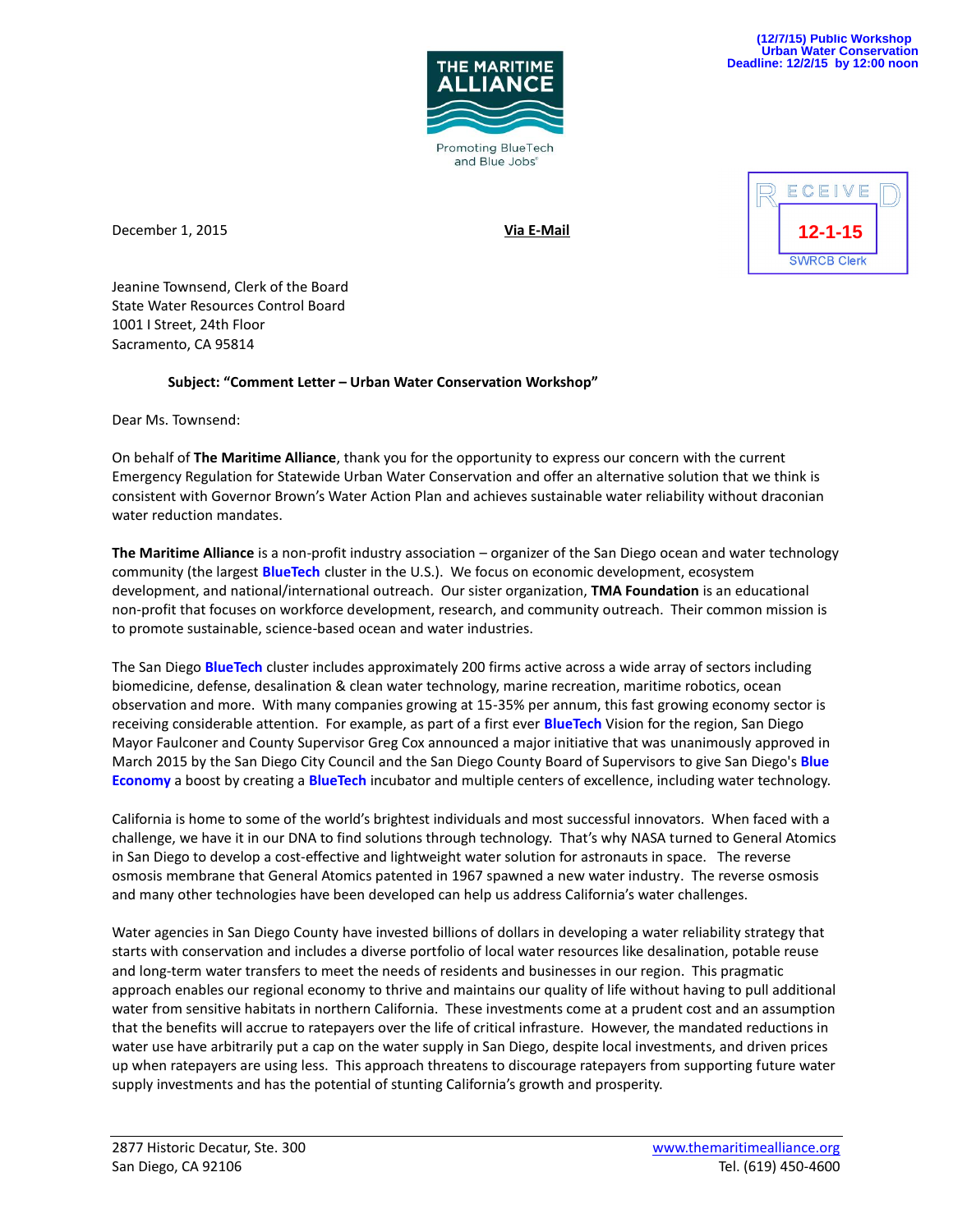(12/7/15) Public Workshop
Urban Water Conservation
Deadline: 12/2/15 by 12:00 noon

THE MARITIME ALLIANCE
Promoting BlueTech and Blue Jobs

RECEIVED
12-1-15
SWRCB Clerk

December 1, 2015 **Via E-Mail**

Jeanine Townsend, Clerk of the Board
State Water Resources Control Board
1001 I Street, 24th Floor
Sacramento, CA 95814

**Subject: "Comment Letter – Urban Water Conservation Workshop"**

Dear Ms. Townsend:

On behalf of **The Maritime Alliance**, thank you for the opportunity to express our concern with the current Emergency Regulation for Statewide Urban Water Conservation and offer an alternative solution that we think is consistent with Governor Brown's Water Action Plan and achieves sustainable water reliability without draconian water reduction mandates.

**The Maritime Alliance** is a non-profit industry association – organizer of the San Diego ocean and water technology community (the largest **BlueTech** cluster in the U.S.). We focus on economic development, ecosystem development, and national/international outreach. Our sister organization, **TMA Foundation** is an educational non-profit that focuses on workforce development, research, and community outreach. Their common mission is to promote sustainable, science-based ocean and water industries.

The San Diego **BlueTech** cluster includes approximately 200 firms active across a wide array of sectors including biomedicine, defense, desalination & clean water technology, marine recreation, maritime robotics, ocean observation and more. With many companies growing at 15-35% per annum, this fast growing economy sector is receiving considerable attention. For example, as part of a first ever **BlueTech** Vision for the region, San Diego Mayor Faulconer and County Supervisor Greg Cox announced a major initiative that was unanimously approved in March 2015 by the San Diego City Council and the San Diego County Board of Supervisors to give San Diego's **Blue Economy** a boost by creating a **BlueTech** incubator and multiple centers of excellence, including water technology.

California is home to some of the world's brightest individuals and most successful innovators. When faced with a challenge, we have it in our DNA to find solutions through technology. That's why NASA turned to General Atomics in San Diego to develop a cost-effective and lightweight water solution for astronauts in space. The reverse osmosis membrane that General Atomics patented in 1967 spawned a new water industry. The reverse osmosis and many other technologies have been developed can help us address California's water challenges.

Water agencies in San Diego County have invested billions of dollars in developing a water reliability strategy that starts with conservation and includes a diverse portfolio of local water resources like desalination, potable reuse and long-term water transfers to meet the needs of residents and businesses in our region. This pragmatic approach enables our regional economy to thrive and maintains our quality of life without having to pull additional water from sensitive habitats in northern California. These investments come at a prudent cost and an assumption that the benefits will accrue to ratepayers over the life of critical infrastructure. However, the mandated reductions in water use have arbitrarily put a cap on the water supply in San Diego, despite local investments, and driven prices up when ratepayers are using less. This approach threatens to discourage ratepayers from supporting future water supply investments and has the potential of stunting California's growth and prosperity.

2877 Historic Decatur, Ste. 300
San Diego, CA 92106
www.themaritimealliance.org
Tel. (619) 450-4600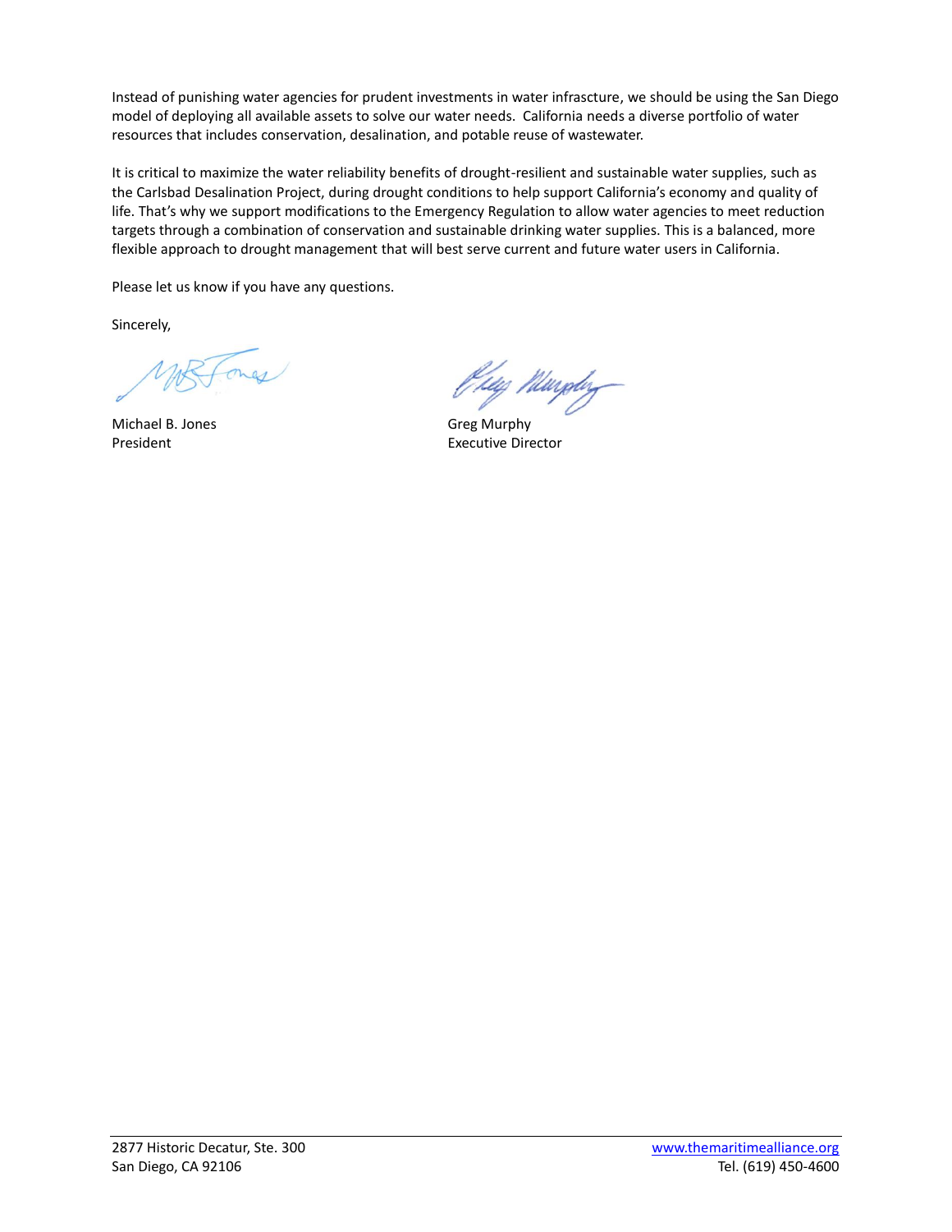Instead of punishing water agencies for prudent investments in water infrasctucture, we should be using the San Diego model of deploying all available assets to solve our water needs. California needs a diverse portfolio of water resources that includes conservation, desalination, and potable reuse of wastewater.

It is critical to maximize the water reliability benefits of drought-resilient and sustainable water supplies, such as the Carlsbad Desalination Project, during drought conditions to help support California's economy and quality of life. That's why we support modifications to the Emergency Regulation to allow water agencies to meet reduction targets through a combination of conservation and sustainable drinking water supplies. This is a balanced, more flexible approach to drought management that will best serve current and future water users in California.

Please let us know if you have any questions.

Sincerely,

Michael B. Jones
President

Greg Murphy
Executive Director

2877 Historic Decatur, Ste. 300
San Diego, CA 92106

www.themaritimealliance.org
Tel. (619) 450-4600